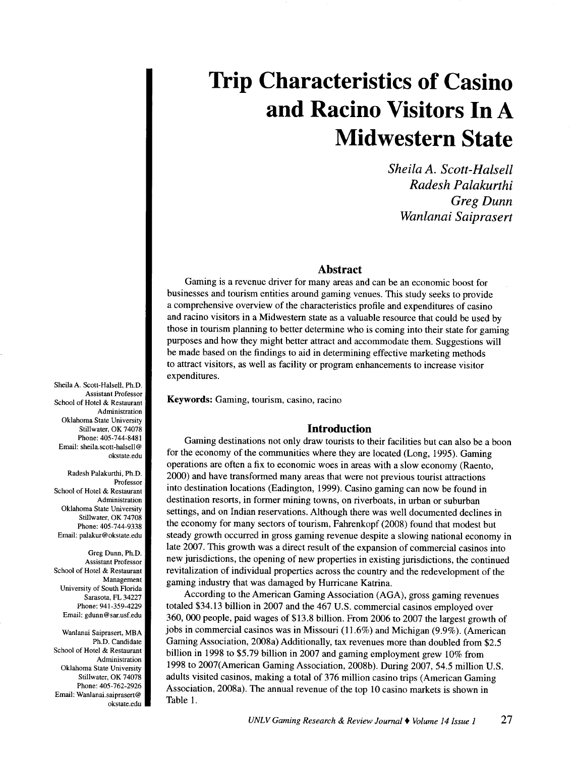# Trip Characteristics of Casino and Racino Visitors In A Midwestern State

*Sheila A. Scott-Halsell*
*Radesh Palakurthi*
*Greg Dunn*
*Wanlanai Saiprasert*

Sheila A. Scott-Halsell, Ph.D.
Assistant Professor
School of Hotel & Restaurant Administration
Oklahoma State University
Stillwater, OK 74078
Phone: 405-744-8481
Email: sheila.scott-halsell@okstate.edu

Radesh Palakurthi, Ph.D.
Professor
School of Hotel & Restaurant Administration
Oklahoma State University
Stillwater, OK 74708
Phone: 405-744-9338
Email: palakur@okstate.edu

Greg Dunn, Ph.D.
Assistant Professor
School of Hotel & Restaurant Management
University of South Florida
Sarasota, FL 34227
Phone: 941-359-4229
Email: gdunn@sar.usf.edu

Wanlanai Saiprasert, MBA
Ph.D. Candidate
School of Hotel & Restaurant Administration
Oklahoma State University
Stillwater, OK 74078
Phone: 405-762-2926
Email: Wanlanai.saiprasert@okstate.edu

## Abstract

Gaming is a revenue driver for many areas and can be an economic boost for businesses and tourism entities around gaming venues. This study seeks to provide a comprehensive overview of the characteristics profile and expenditures of casino and racino visitors in a Midwestern state as a valuable resource that could be used by those in tourism planning to better determine who is coming into their state for gaming purposes and how they might better attract and accommodate them. Suggestions will be made based on the findings to aid in determining effective marketing methods to attract visitors, as well as facility or program enhancements to increase visitor expenditures.

**Keywords:** Gaming, tourism, casino, racino

## Introduction

Gaming destinations not only draw tourists to their facilities but can also be a boon for the economy of the communities where they are located (Long, 1995). Gaming operations are often a fix to economic woes in areas with a slow economy (Raento, 2000) and have transformed many areas that were not previous tourist attractions into destination locations (Eadington, 1999). Casino gaming can now be found in destination resorts, in former mining towns, on riverboats, in urban or suburban settings, and on Indian reservations. Although there was well documented declines in the economy for many sectors of tourism, Fahrenkopf (2008) found that modest but steady growth occurred in gross gaming revenue despite a slowing national economy in late 2007. This growth was a direct result of the expansion of commercial casinos into new jurisdictions, the opening of new properties in existing jurisdictions, the continued revitalization of individual properties across the country and the redevelopment of the gaming industry that was damaged by Hurricane Katrina.

According to the American Gaming Association (AGA), gross gaming revenues totaled $34.13 billion in 2007 and the 467 U.S. commercial casinos employed over 360, 000 people, paid wages of $13.8 billion. From 2006 to 2007 the largest growth of jobs in commercial casinos was in Missouri (11.6%) and Michigan (9.9%). (American Gaming Association, 2008a) Additionally, tax revenues more than doubled from $2.5 billion in 1998 to $5.79 billion in 2007 and gaming employment grew 10% from 1998 to 2007(American Gaming Association, 2008b). During 2007, 54.5 million U.S. adults visited casinos, making a total of 376 million casino trips (American Gaming Association, 2008a). The annual revenue of the top 10 casino markets is shown in Table 1.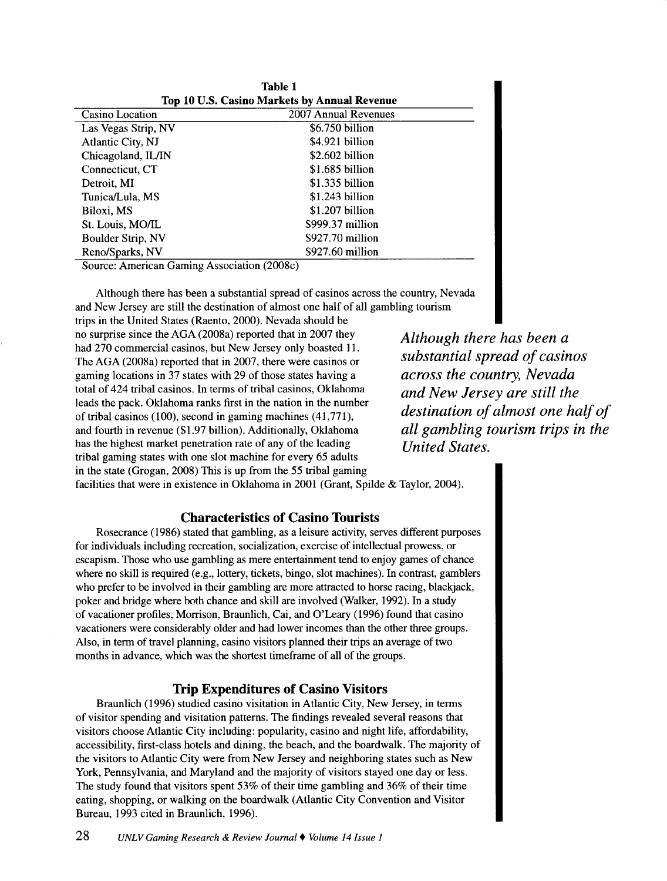**Table 1**
**Top 10 U.S. Casino Markets by Annual Revenue**

| Casino Location | 2007 Annual Revenues |
|---|---|
| Las Vegas Strip, NV | $6.750 billion |
| Atlantic City, NJ | $4.921 billion |
| Chicagoland, IL/IN | $2.602 billion |
| Connecticut, CT | $1.685 billion |
| Detroit, MI | $1.335 billion |
| Tunica/Lula, MS | $1.243 billion |
| Biloxi, MS | $1.207 billion |
| St. Louis, MO/IL | $999.37 million |
| Boulder Strip, NV | $927.70 million |
| Reno/Sparks, NV | $927.60 million |

Source: American Gaming Association (2008c)

Although there has been a substantial spread of casinos across the country, Nevada and New Jersey are still the destination of almost one half of all gambling tourism trips in the United States (Raento, 2000). Nevada should be no surprise since the AGA (2008a) reported that in 2007 they had 270 commercial casinos, but New Jersey only boasted 11. The AGA (2008a) reported that in 2007, there were casinos or gaming locations in 37 states with 29 of those states having a total of 424 tribal casinos. In terms of tribal casinos, Oklahoma leads the pack. Oklahoma ranks first in the nation in the number of tribal casinos (100), second in gaming machines (41,771), and fourth in revenue ($1.97 billion). Additionally, Oklahoma has the highest market penetration rate of any of the leading tribal gaming states with one slot machine for every 65 adults in the state (Grogan, 2008) This is up from the 55 tribal gaming facilities that were in existence in Oklahoma in 2001 (Grant, Spilde & Taylor, 2004).

***Although there has been a substantial spread of casinos across the country, Nevada and New Jersey are still the destination of almost one half of all gambling tourism trips in the United States.***

## Characteristics of Casino Tourists

Rosecrance (1986) stated that gambling, as a leisure activity, serves different purposes for individuals including recreation, socialization, exercise of intellectual prowess, or escapism. Those who use gambling as mere entertainment tend to enjoy games of chance where no skill is required (e.g., lottery, tickets, bingo, slot machines). In contrast, gamblers who prefer to be involved in their gambling are more attracted to horse racing, blackjack, poker and bridge where both chance and skill are involved (Walker, 1992). In a study of vacationer profiles, Morrison, Braunlich, Cai, and O'Leary (1996) found that casino vacationers were considerably older and had lower incomes than the other three groups. Also, in term of travel planning, casino visitors planned their trips an average of two months in advance, which was the shortest timeframe of all of the groups.

## Trip Expenditures of Casino Visitors

Braunlich (1996) studied casino visitation in Atlantic City, New Jersey, in terms of visitor spending and visitation patterns. The findings revealed several reasons that visitors choose Atlantic City including: popularity, casino and night life, affordability, accessibility, first-class hotels and dining, the beach, and the boardwalk. The majority of the visitors to Atlantic City were from New Jersey and neighboring states such as New York, Pennsylvania, and Maryland and the majority of visitors stayed one day or less. The study found that visitors spent 53% of their time gambling and 36% of their time eating, shopping, or walking on the boardwalk (Atlantic City Convention and Visitor Bureau, 1993 cited in Braunlich, 1996).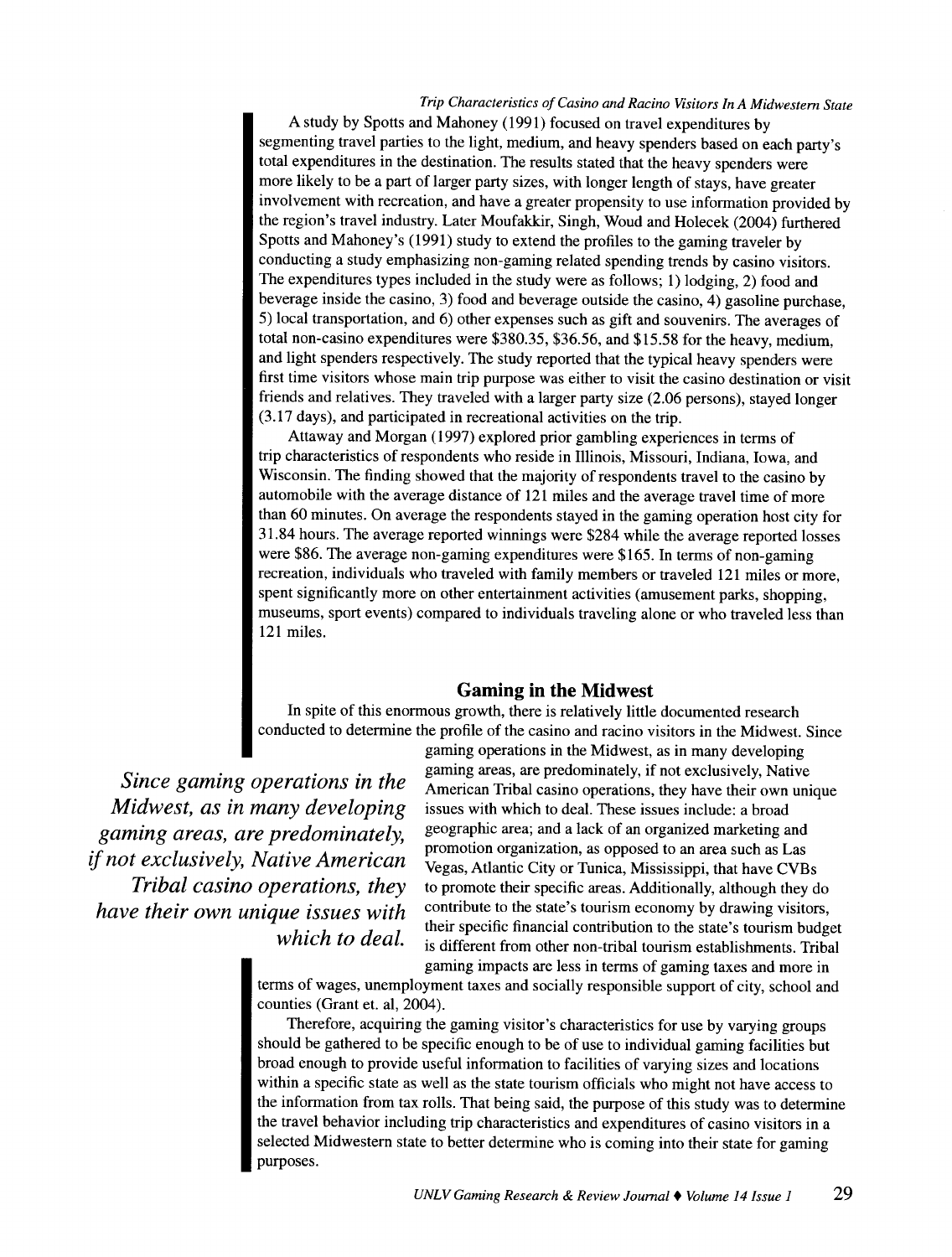A study by Spotts and Mahoney (1991) focused on travel expenditures by segmenting travel parties to the light, medium, and heavy spenders based on each party's total expenditures in the destination. The results stated that the heavy spenders were more likely to be a part of larger party sizes, with longer length of stays, have greater involvement with recreation, and have a greater propensity to use information provided by the region's travel industry. Later Moufakkir, Singh, Woud and Holecek (2004) furthered Spotts and Mahoney's (1991) study to extend the profiles to the gaming traveler by conducting a study emphasizing non-gaming related spending trends by casino visitors. The expenditures types included in the study were as follows; 1) lodging, 2) food and beverage inside the casino, 3) food and beverage outside the casino, 4) gasoline purchase, 5) local transportation, and 6) other expenses such as gift and souvenirs. The averages of total non-casino expenditures were $380.35, $36.56, and $15.58 for the heavy, medium, and light spenders respectively. The study reported that the typical heavy spenders were first time visitors whose main trip purpose was either to visit the casino destination or visit friends and relatives. They traveled with a larger party size (2.06 persons), stayed longer (3.17 days), and participated in recreational activities on the trip.

Attaway and Morgan (1997) explored prior gambling experiences in terms of trip characteristics of respondents who reside in Illinois, Missouri, Indiana, Iowa, and Wisconsin. The finding showed that the majority of respondents travel to the casino by automobile with the average distance of 121 miles and the average travel time of more than 60 minutes. On average the respondents stayed in the gaming operation host city for 31.84 hours. The average reported winnings were $284 while the average reported losses were $86. The average non-gaming expenditures were $165. In terms of non-gaming recreation, individuals who traveled with family members or traveled 121 miles or more, spent significantly more on other entertainment activities (amusement parks, shopping, museums, sport events) compared to individuals traveling alone or who traveled less than 121 miles.

## Gaming in the Midwest

In spite of this enormous growth, there is relatively little documented research conducted to determine the profile of the casino and racino visitors in the Midwest. Since gaming operations in the Midwest, as in many developing gaming areas, are predominately, if not exclusively, Native American Tribal casino operations, they have their own unique issues with which to deal. These issues include: a broad geographic area; and a lack of an organized marketing and promotion organization, as opposed to an area such as Las Vegas, Atlantic City or Tunica, Mississippi, that have CVBs to promote their specific areas. Additionally, although they do contribute to the state's tourism economy by drawing visitors, their specific financial contribution to the state's tourism budget is different from other non-tribal tourism establishments. Tribal gaming impacts are less in terms of gaming taxes and more in terms of wages, unemployment taxes and socially responsible support of city, school and counties (Grant et. al, 2004).

*Since gaming operations in the Midwest, as in many developing gaming areas, are predominately, if not exclusively, Native American Tribal casino operations, they have their own unique issues with which to deal.*

Therefore, acquiring the gaming visitor's characteristics for use by varying groups should be gathered to be specific enough to be of use to individual gaming facilities but broad enough to provide useful information to facilities of varying sizes and locations within a specific state as well as the state tourism officials who might not have access to the information from tax rolls. That being said, the purpose of this study was to determine the travel behavior including trip characteristics and expenditures of casino visitors in a selected Midwestern state to better determine who is coming into their state for gaming purposes.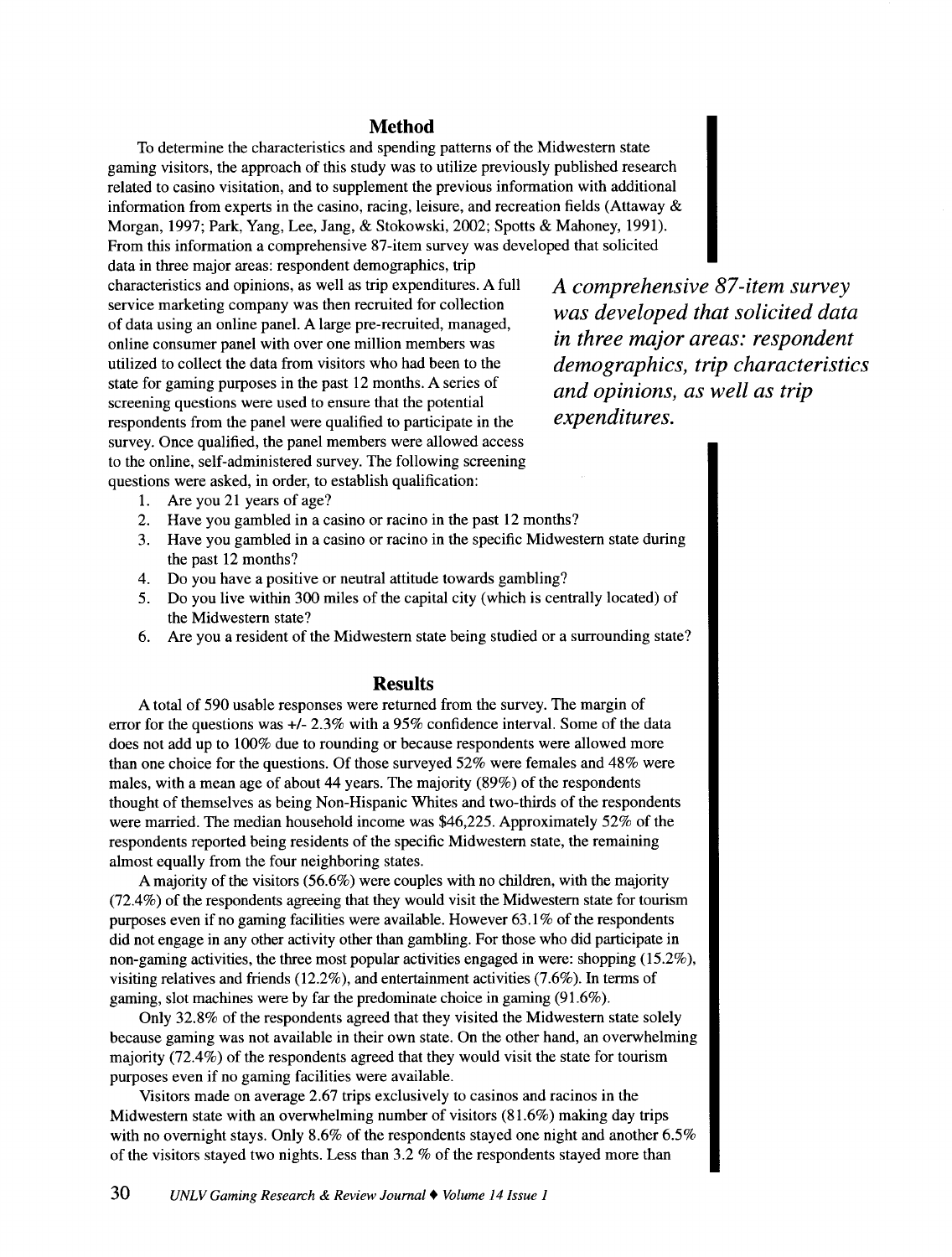## Method

To determine the characteristics and spending patterns of the Midwestern state gaming visitors, the approach of this study was to utilize previously published research related to casino visitation, and to supplement the previous information with additional information from experts in the casino, racing, leisure, and recreation fields (Attaway & Morgan, 1997; Park, Yang, Lee, Jang, & Stokowski, 2002; Spotts & Mahoney, 1991). From this information a comprehensive 87-item survey was developed that solicited data in three major areas: respondent demographics, trip characteristics and opinions, as well as trip expenditures. A full service marketing company was then recruited for collection of data using an online panel. A large pre-recruited, managed, online consumer panel with over one million members was utilized to collect the data from visitors who had been to the state for gaming purposes in the past 12 months. A series of screening questions were used to ensure that the potential respondents from the panel were qualified to participate in the survey. Once qualified, the panel members were allowed access to the online, self-administered survey. The following screening questions were asked, in order, to establish qualification:

***A comprehensive 87-item survey was developed that solicited data in three major areas: respondent demographics, trip characteristics and opinions, as well as trip expenditures.***

1. Are you 21 years of age?
2. Have you gambled in a casino or racino in the past 12 months?
3. Have you gambled in a casino or racino in the specific Midwestern state during the past 12 months?
4. Do you have a positive or neutral attitude towards gambling?
5. Do you live within 300 miles of the capital city (which is centrally located) of the Midwestern state?
6. Are you a resident of the Midwestern state being studied or a surrounding state?

## Results

A total of 590 usable responses were returned from the survey. The margin of error for the questions was +/- 2.3% with a 95% confidence interval. Some of the data does not add up to 100% due to rounding or because respondents were allowed more than one choice for the questions. Of those surveyed 52% were females and 48% were males, with a mean age of about 44 years. The majority (89%) of the respondents thought of themselves as being Non-Hispanic Whites and two-thirds of the respondents were married. The median household income was $46,225. Approximately 52% of the respondents reported being residents of the specific Midwestern state, the remaining almost equally from the four neighboring states.

A majority of the visitors (56.6%) were couples with no children, with the majority (72.4%) of the respondents agreeing that they would visit the Midwestern state for tourism purposes even if no gaming facilities were available. However 63.1% of the respondents did not engage in any other activity other than gambling. For those who did participate in non-gaming activities, the three most popular activities engaged in were: shopping (15.2%), visiting relatives and friends (12.2%), and entertainment activities (7.6%). In terms of gaming, slot machines were by far the predominate choice in gaming (91.6%).

Only 32.8% of the respondents agreed that they visited the Midwestern state solely because gaming was not available in their own state. On the other hand, an overwhelming majority (72.4%) of the respondents agreed that they would visit the state for tourism purposes even if no gaming facilities were available.

Visitors made on average 2.67 trips exclusively to casinos and racinos in the Midwestern state with an overwhelming number of visitors (81.6%) making day trips with no overnight stays. Only 8.6% of the respondents stayed one night and another 6.5% of the visitors stayed two nights. Less than 3.2 % of the respondents stayed more than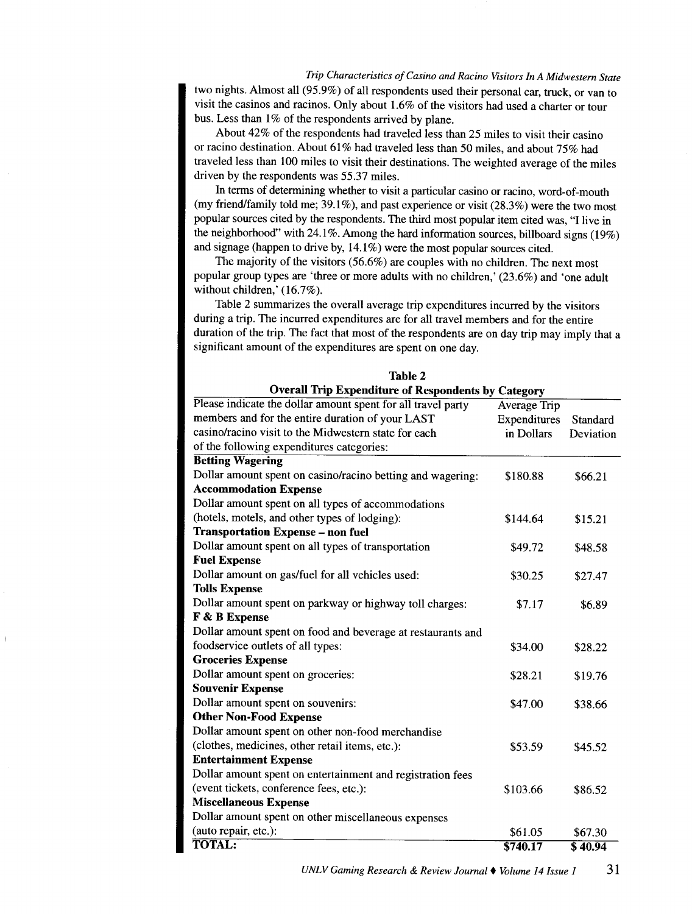two nights. Almost all (95.9%) of all respondents used their personal car, truck, or van to visit the casinos and racinos. Only about 1.6% of the visitors had used a charter or tour bus. Less than 1% of the respondents arrived by plane.

About 42% of the respondents had traveled less than 25 miles to visit their casino or racino destination. About 61% had traveled less than 50 miles, and about 75% had traveled less than 100 miles to visit their destinations. The weighted average of the miles driven by the respondents was 55.37 miles.

In terms of determining whether to visit a particular casino or racino, word-of-mouth (my friend/family told me; 39.1%), and past experience or visit (28.3%) were the two most popular sources cited by the respondents. The third most popular item cited was, "I live in the neighborhood" with 24.1%. Among the hard information sources, billboard signs (19%) and signage (happen to drive by, 14.1%) were the most popular sources cited.

The majority of the visitors (56.6%) are couples with no children. The next most popular group types are 'three or more adults with no children,' (23.6%) and 'one adult without children,' (16.7%).

Table 2 summarizes the overall average trip expenditures incurred by the visitors during a trip. The incurred expenditures are for all travel members and for the entire duration of the trip. The fact that most of the respondents are on day trip may imply that a significant amount of the expenditures are spent on one day.

**Table 2**
**Overall Trip Expenditure of Respondents by Category**

| Please indicate the dollar amount spent for all travel party members and for the entire duration of your LAST casino/racino visit to the Midwestern state for each of the following expenditures categories: | Average Trip Expenditures in Dollars | Standard Deviation |
|---|---|---|
| **Betting Wagering** | | |
| Dollar amount spent on casino/racino betting and wagering: | $180.88 | $66.21 |
| **Accommodation Expense** | | |
| Dollar amount spent on all types of accommodations (hotels, motels, and other types of lodging): | $144.64 | $15.21 |
| **Transportation Expense – non fuel** | | |
| Dollar amount spent on all types of transportation | $49.72 | $48.58 |
| **Fuel Expense** | | |
| Dollar amount on gas/fuel for all vehicles used: | $30.25 | $27.47 |
| **Tolls Expense** | | |
| Dollar amount spent on parkway or highway toll charges: | $7.17 | $6.89 |
| **F & B Expense** | | |
| Dollar amount spent on food and beverage at restaurants and foodservice outlets of all types: | $34.00 | $28.22 |
| **Groceries Expense** | | |
| Dollar amount spent on groceries: | $28.21 | $19.76 |
| **Souvenir Expense** | | |
| Dollar amount spent on souvenirs: | $47.00 | $38.66 |
| **Other Non-Food Expense** | | |
| Dollar amount spent on other non-food merchandise (clothes, medicines, other retail items, etc.): | $53.59 | $45.52 |
| **Entertainment Expense** | | |
| Dollar amount spent on entertainment and registration fees (event tickets, conference fees, etc.): | $103.66 | $86.52 |
| **Miscellaneous Expense** | | |
| Dollar amount spent on other miscellaneous expenses (auto repair, etc.): | $61.05 | $67.30 |
| **TOTAL:** | **$740.17** | **$ 40.94** |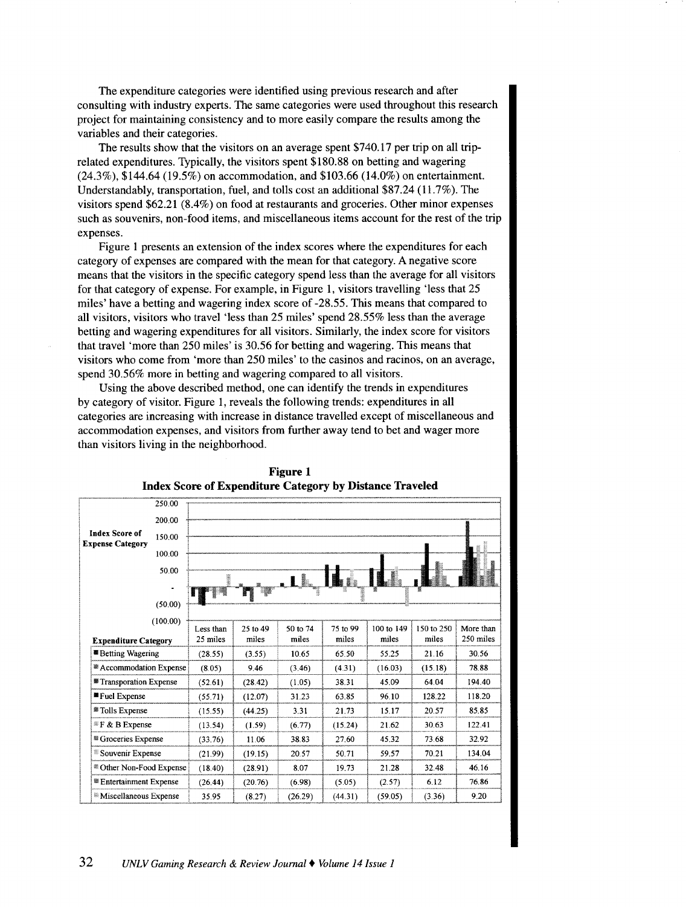The expenditure categories were identified using previous research and after consulting with industry experts. The same categories were used throughout this research project for maintaining consistency and to more easily compare the results among the variables and their categories.

The results show that the visitors on an average spent $740.17 per trip on all trip-related expenditures. Typically, the visitors spent $180.88 on betting and wagering (24.3%), $144.64 (19.5%) on accommodation, and $103.66 (14.0%) on entertainment. Understandably, transportation, fuel, and tolls cost an additional $87.24 (11.7%). The visitors spend $62.21 (8.4%) on food at restaurants and groceries. Other minor expenses such as souvenirs, non-food items, and miscellaneous items account for the rest of the trip expenses.

Figure 1 presents an extension of the index scores where the expenditures for each category of expenses are compared with the mean for that category. A negative score means that the visitors in the specific category spend less than the average for all visitors for that category of expense. For example, in Figure 1, visitors travelling 'less that 25 miles' have a betting and wagering index score of -28.55. This means that compared to all visitors, visitors who travel 'less than 25 miles' spend 28.55% less than the average betting and wagering expenditures for all visitors. Similarly, the index score for visitors that travel 'more than 250 miles' is 30.56 for betting and wagering. This means that visitors who come from 'more than 250 miles' to the casinos and racinos, on an average, spend 30.56% more in betting and wagering compared to all visitors.

Using the above described method, one can identify the trends in expenditures by category of visitor. Figure 1, reveals the following trends: expenditures in all categories are increasing with increase in distance travelled except of miscellaneous and accommodation expenses, and visitors from further away tend to bet and wager more than visitors living in the neighborhood.

**Figure 1**
**Index Score of Expenditure Category by Distance Traveled**

| Expenditure Category | Less than 25 miles | 25 to 49 miles | 50 to 74 miles | 75 to 99 miles | 100 to 149 miles | 150 to 250 miles | More than 250 miles |
|---|---|---|---|---|---|---|---|
| Betting Wagering | (28.55) | (3.55) | 10.65 | 65.50 | 55.25 | 21.16 | 30.56 |
| Accommodation Expense | (8.05) | 9.46 | (3.46) | (4.31) | (16.03) | (15.18) | 78.88 |
| Transporation Expense | (52.61) | (28.42) | (1.05) | 38.31 | 45.09 | 64.04 | 194.40 |
| Fuel Expense | (55.71) | (12.07) | 31.23 | 63.85 | 96.10 | 128.22 | 118.20 |
| Tolls Expense | (15.55) | (44.25) | 3.31 | 21.73 | 15.17 | 20.57 | 85.85 |
| F & B Expense | (13.54) | (1.59) | (6.77) | (15.24) | 21.62 | 30.63 | 122.41 |
| Groceries Expense | (33.76) | 11.06 | 38.83 | 27.60 | 45.32 | 73.68 | 32.92 |
| Souvenir Expense | (21.99) | (19.15) | 20.57 | 50.71 | 59.57 | 70.21 | 134.04 |
| Other Non-Food Expense | (18.40) | (28.91) | 8.07 | 19.73 | 21.28 | 32.48 | 46.16 |
| Entertainment Expense | (26.44) | (20.76) | (6.98) | (5.05) | (2.57) | 6.12 | 76.86 |
| Miscellaneous Expense | 35.95 | (8.27) | (26.29) | (44.31) | (59.05) | (3.36) | 9.20 |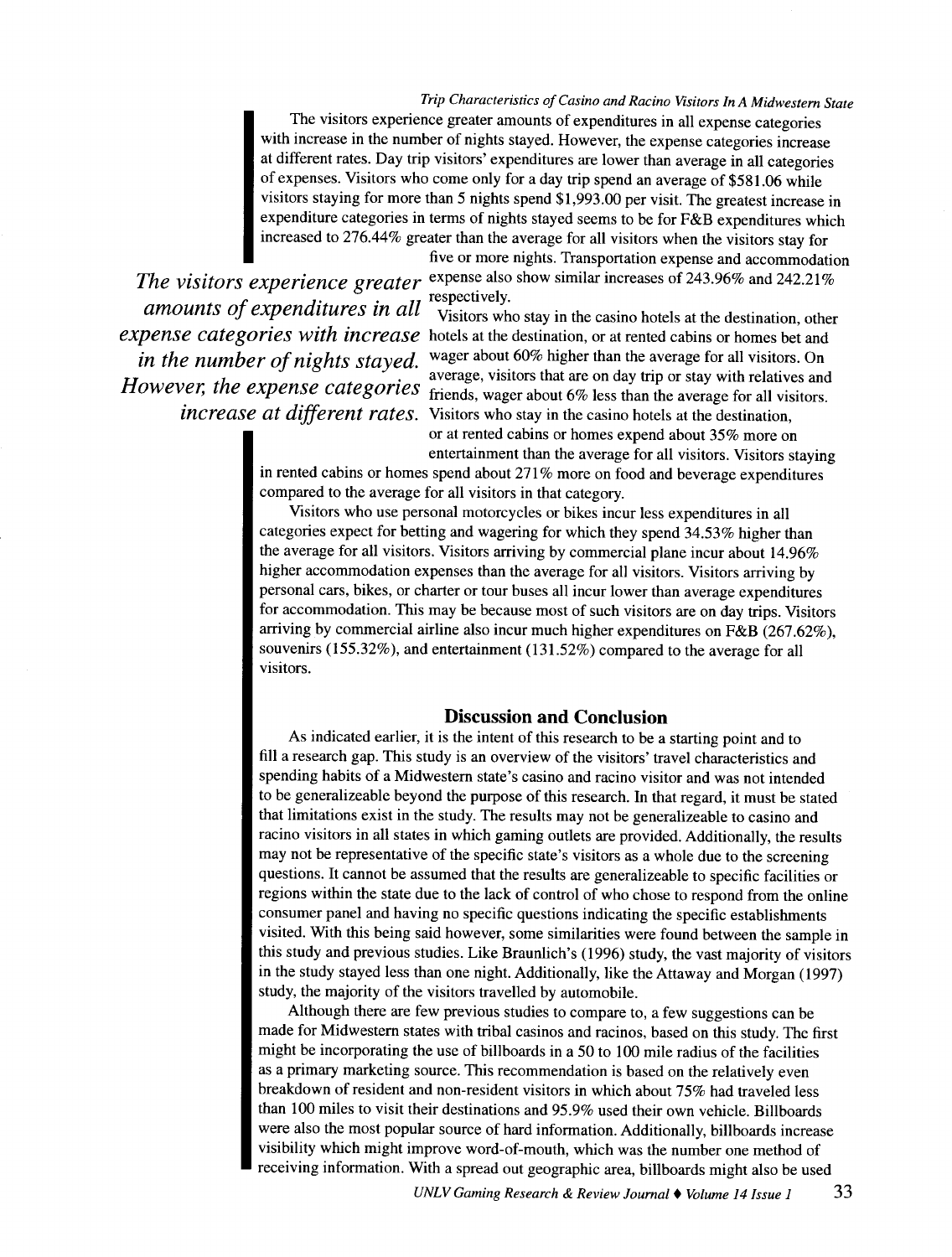The visitors experience greater amounts of expenditures in all expense categories with increase in the number of nights stayed. However, the expense categories increase at different rates. Day trip visitors' expenditures are lower than average in all categories of expenses. Visitors who come only for a day trip spend an average of $581.06 while visitors staying for more than 5 nights spend $1,993.00 per visit. The greatest increase in expenditure categories in terms of nights stayed seems to be for F&B expenditures which increased to 276.44% greater than the average for all visitors when the visitors stay for five or more nights. Transportation expense and accommodation expense also show similar increases of 243.96% and 242.21% respectively.

> *The visitors experience greater amounts of expenditures in all expense categories with increase in the number of nights stayed. However, the expense categories increase at different rates.*

Visitors who stay in the casino hotels at the destination, other hotels at the destination, or at rented cabins or homes bet and wager about 60% higher than the average for all visitors. On average, visitors that are on day trip or stay with relatives and friends, wager about 6% less than the average for all visitors. Visitors who stay in the casino hotels at the destination, or at rented cabins or homes expend about 35% more on entertainment than the average for all visitors. Visitors staying in rented cabins or homes spend about 271% more on food and beverage expenditures compared to the average for all visitors in that category.

Visitors who use personal motorcycles or bikes incur less expenditures in all categories expect for betting and wagering for which they spend 34.53% higher than the average for all visitors. Visitors arriving by commercial plane incur about 14.96% higher accommodation expenses than the average for all visitors. Visitors arriving by personal cars, bikes, or charter or tour buses all incur lower than average expenditures for accommodation. This may be because most of such visitors are on day trips. Visitors arriving by commercial airline also incur much higher expenditures on F&B (267.62%), souvenirs (155.32%), and entertainment (131.52%) compared to the average for all visitors.

## Discussion and Conclusion

As indicated earlier, it is the intent of this research to be a starting point and to fill a research gap. This study is an overview of the visitors' travel characteristics and spending habits of a Midwestern state's casino and racino visitor and was not intended to be generalizeable beyond the purpose of this research. In that regard, it must be stated that limitations exist in the study. The results may not be generalizeable to casino and racino visitors in all states in which gaming outlets are provided. Additionally, the results may not be representative of the specific state's visitors as a whole due to the screening questions. It cannot be assumed that the results are generalizeable to specific facilities or regions within the state due to the lack of control of who chose to respond from the online consumer panel and having no specific questions indicating the specific establishments visited. With this being said however, some similarities were found between the sample in this study and previous studies. Like Braunlich's (1996) study, the vast majority of visitors in the study stayed less than one night. Additionally, like the Attaway and Morgan (1997) study, the majority of the visitors travelled by automobile.

Although there are few previous studies to compare to, a few suggestions can be made for Midwestern states with tribal casinos and racinos, based on this study. The first might be incorporating the use of billboards in a 50 to 100 mile radius of the facilities as a primary marketing source. This recommendation is based on the relatively even breakdown of resident and non-resident visitors in which about 75% had traveled less than 100 miles to visit their destinations and 95.9% used their own vehicle. Billboards were also the most popular source of hard information. Additionally, billboards increase visibility which might improve word-of-mouth, which was the number one method of receiving information. With a spread out geographic area, billboards might also be used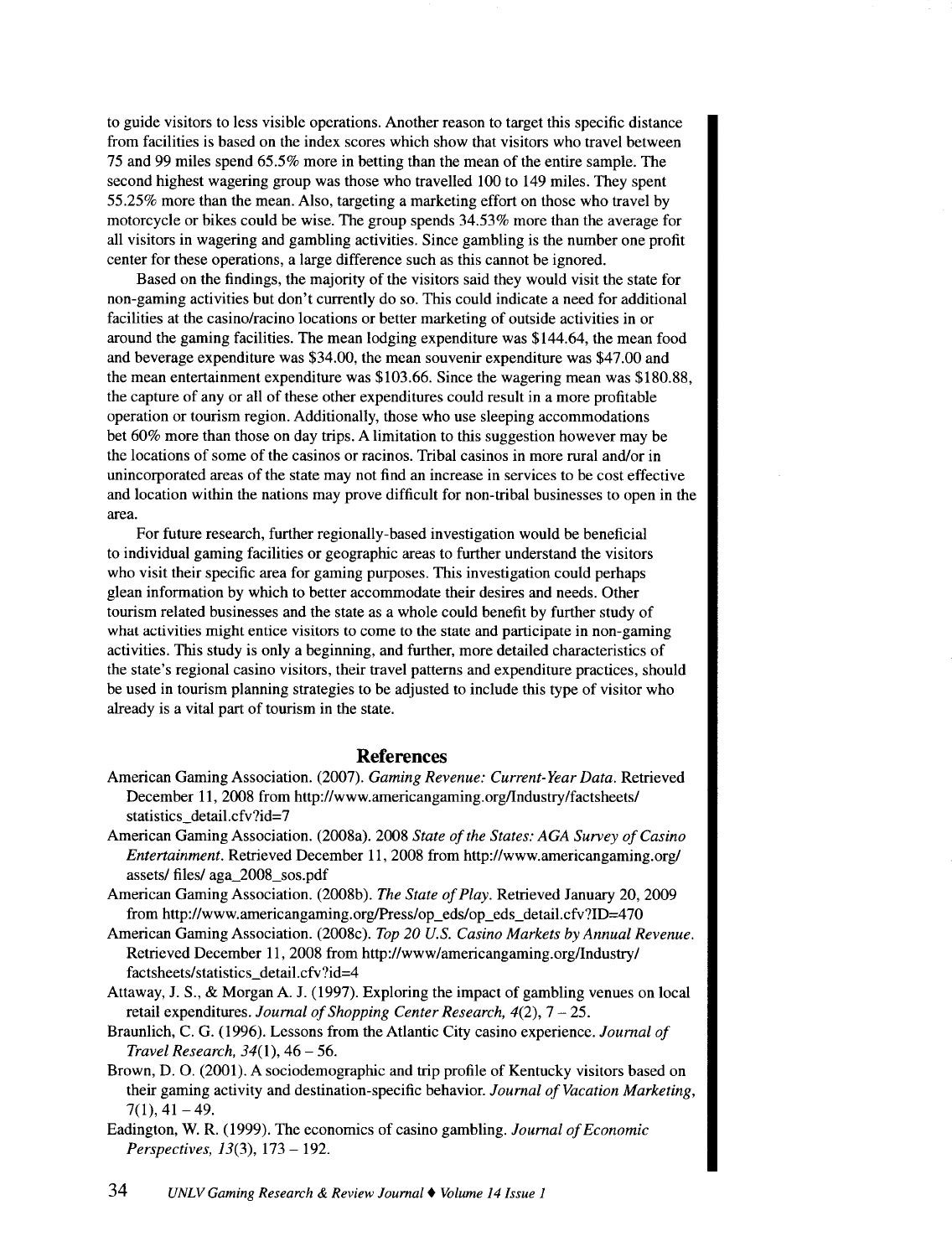to guide visitors to less visible operations. Another reason to target this specific distance from facilities is based on the index scores which show that visitors who travel between 75 and 99 miles spend 65.5% more in betting than the mean of the entire sample. The second highest wagering group was those who travelled 100 to 149 miles. They spent 55.25% more than the mean. Also, targeting a marketing effort on those who travel by motorcycle or bikes could be wise. The group spends 34.53% more than the average for all visitors in wagering and gambling activities. Since gambling is the number one profit center for these operations, a large difference such as this cannot be ignored.

Based on the findings, the majority of the visitors said they would visit the state for non-gaming activities but don't currently do so. This could indicate a need for additional facilities at the casino/racino locations or better marketing of outside activities in or around the gaming facilities. The mean lodging expenditure was $144.64, the mean food and beverage expenditure was $34.00, the mean souvenir expenditure was $47.00 and the mean entertainment expenditure was $103.66. Since the wagering mean was $180.88, the capture of any or all of these other expenditures could result in a more profitable operation or tourism region. Additionally, those who use sleeping accommodations bet 60% more than those on day trips. A limitation to this suggestion however may be the locations of some of the casinos or racinos. Tribal casinos in more rural and/or in unincorporated areas of the state may not find an increase in services to be cost effective and location within the nations may prove difficult for non-tribal businesses to open in the area.

For future research, further regionally-based investigation would be beneficial to individual gaming facilities or geographic areas to further understand the visitors who visit their specific area for gaming purposes. This investigation could perhaps glean information by which to better accommodate their desires and needs. Other tourism related businesses and the state as a whole could benefit by further study of what activities might entice visitors to come to the state and participate in non-gaming activities. This study is only a beginning, and further, more detailed characteristics of the state's regional casino visitors, their travel patterns and expenditure practices, should be used in tourism planning strategies to be adjusted to include this type of visitor who already is a vital part of tourism in the state.

## References

American Gaming Association. (2007). *Gaming Revenue: Current-Year Data.* Retrieved December 11, 2008 from http://www.americangaming.org/Industry/factsheets/statistics_detail.cfv?id=7

American Gaming Association. (2008a). 2008 *State of the States: AGA Survey of Casino Entertainment.* Retrieved December 11, 2008 from http://www.americangaming.org/assets/ files/ aga_2008_sos.pdf

American Gaming Association. (2008b). *The State of Play.* Retrieved January 20, 2009 from http://www.americangaming.org/Press/op_eds/op_eds_detail.cfv?ID=470

American Gaming Association. (2008c). *Top 20 U.S. Casino Markets by Annual Revenue.* Retrieved December 11, 2008 from http://www/americangaming.org/Industry/factsheets/statistics_detail.cfv?id=4

Attaway, J. S., & Morgan A. J. (1997). Exploring the impact of gambling venues on local retail expenditures. *Journal of Shopping Center Research, 4*(2), 7 – 25.

Braunlich, C. G. (1996). Lessons from the Atlantic City casino experience. *Journal of Travel Research, 34*(1), 46 – 56.

Brown, D. O. (2001). A sociodemographic and trip profile of Kentucky visitors based on their gaming activity and destination-specific behavior. *Journal of Vacation Marketing,* 7(1), 41 – 49.

Eadington, W. R. (1999). The economics of casino gambling. *Journal of Economic Perspectives, 13*(3), 173 – 192.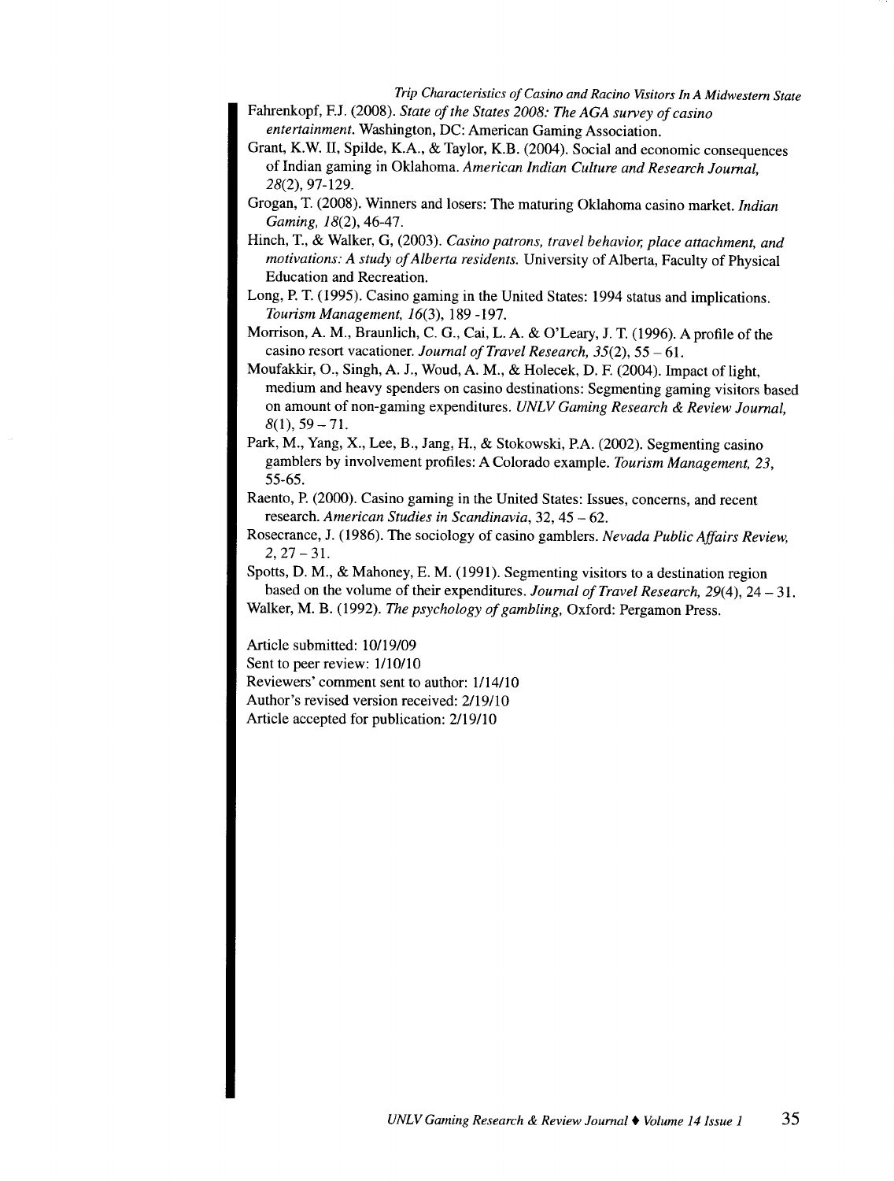Fahrenkopf, F.J. (2008). *State of the States 2008: The AGA survey of casino entertainment.* Washington, DC: American Gaming Association.

Grant, K.W. II, Spilde, K.A., & Taylor, K.B. (2004). Social and economic consequences of Indian gaming in Oklahoma. *American Indian Culture and Research Journal, 28*(2), 97-129.

Grogan, T. (2008). Winners and losers: The maturing Oklahoma casino market. *Indian Gaming, 18*(2), 46-47.

Hinch, T., & Walker, G, (2003). *Casino patrons, travel behavior, place attachment, and motivations: A study of Alberta residents.* University of Alberta, Faculty of Physical Education and Recreation.

Long, P. T. (1995). Casino gaming in the United States: 1994 status and implications. *Tourism Management, 16*(3), 189 -197.

Morrison, A. M., Braunlich, C. G., Cai, L. A. & O'Leary, J. T. (1996). A profile of the casino resort vacationer. *Journal of Travel Research, 35*(2), 55 – 61.

Moufakkir, O., Singh, A. J., Woud, A. M., & Holecek, D. F. (2004). Impact of light, medium and heavy spenders on casino destinations: Segmenting gaming visitors based on amount of non-gaming expenditures. *UNLV Gaming Research & Review Journal, 8*(1), 59 – 71.

Park, M., Yang, X., Lee, B., Jang, H., & Stokowski, P.A. (2002). Segmenting casino gamblers by involvement profiles: A Colorado example. *Tourism Management, 23*, 55-65.

Raento, P. (2000). Casino gaming in the United States: Issues, concerns, and recent research. *American Studies in Scandinavia*, 32, 45 – 62.

Rosecrance, J. (1986). The sociology of casino gamblers. *Nevada Public Affairs Review, 2*, 27 – 31.

Spotts, D. M., & Mahoney, E. M. (1991). Segmenting visitors to a destination region based on the volume of their expenditures. *Journal of Travel Research, 29*(4), 24 – 31.

Walker, M. B. (1992). *The psychology of gambling*, Oxford: Pergamon Press.

Article submitted: 10/19/09
Sent to peer review: 1/10/10
Reviewers' comment sent to author: 1/14/10
Author's revised version received: 2/19/10
Article accepted for publication: 2/19/10